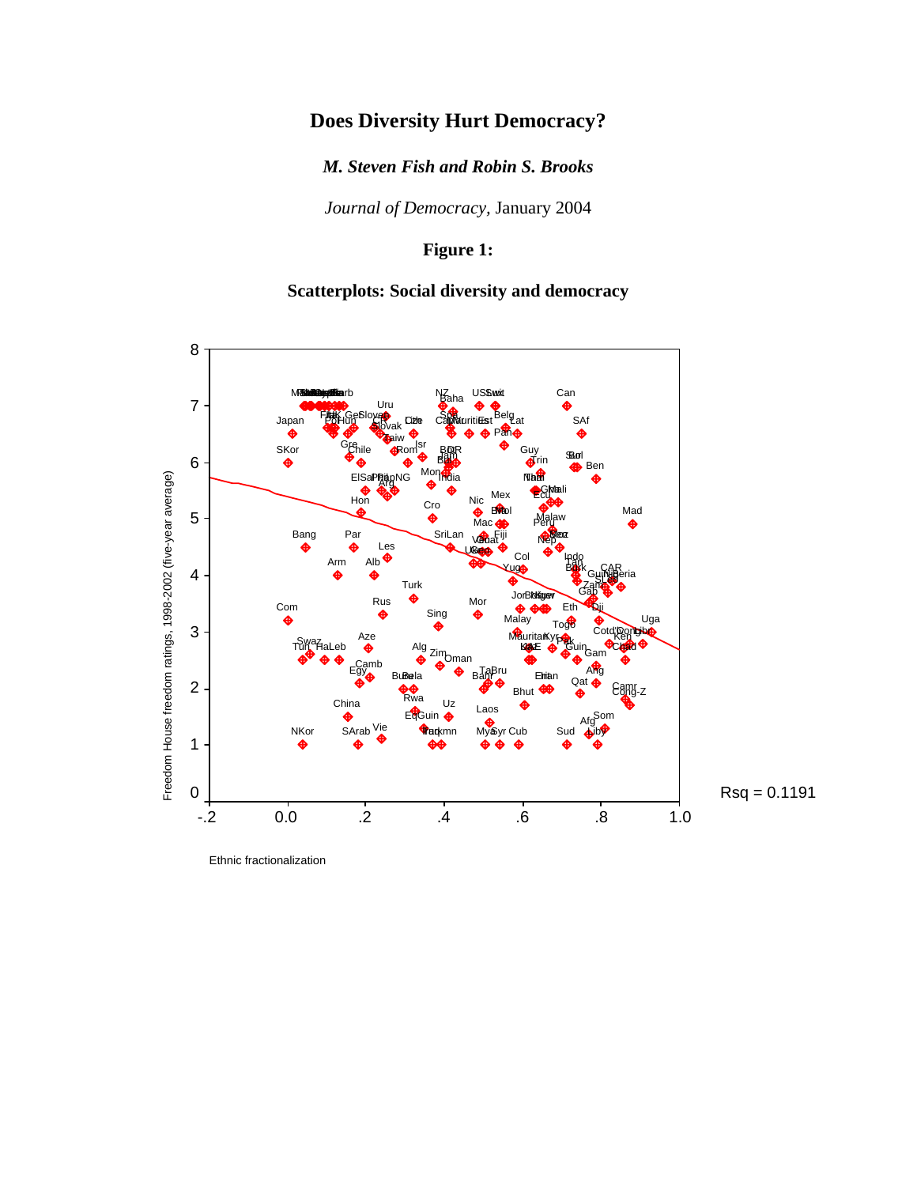# Does Diversity Hurt Democracy?

*M. Steven Fish and Robin S. Brooks*

*Journal of Democracy*, January 2004

## Figure 1:

## Scatterplots: Social diversity and democracy

Freedom House freedom ratings, 1998-2002 (five-year average)

8
7
6
5
4
3
2
1
0

-.2
0.0
.2
.4
.6
.8
1.0

Ethnic fractionalization

Rsq = 0.1191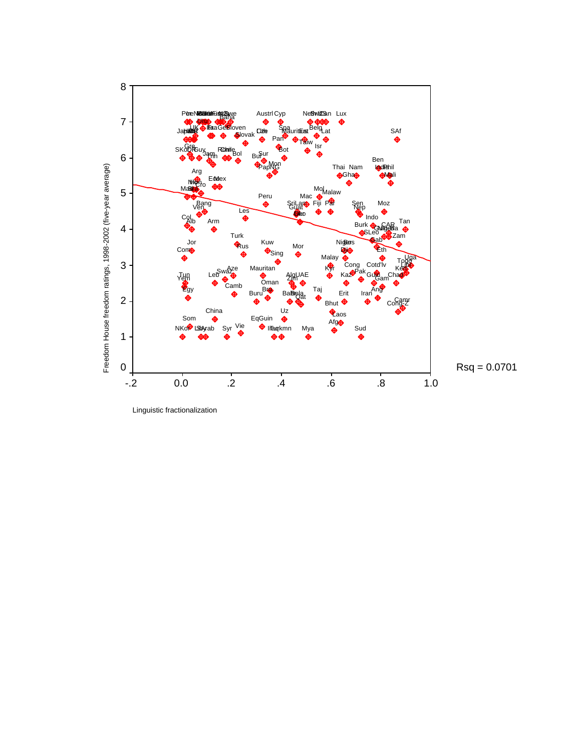Freedom House freedom ratings, 1998-2002 (five-year average)

8
7
6
5
4
3
2
1
0

-.2
0.0
.2
.4
.6
.8
1.0

Linguistic fractionalization

Rsq = 0.0701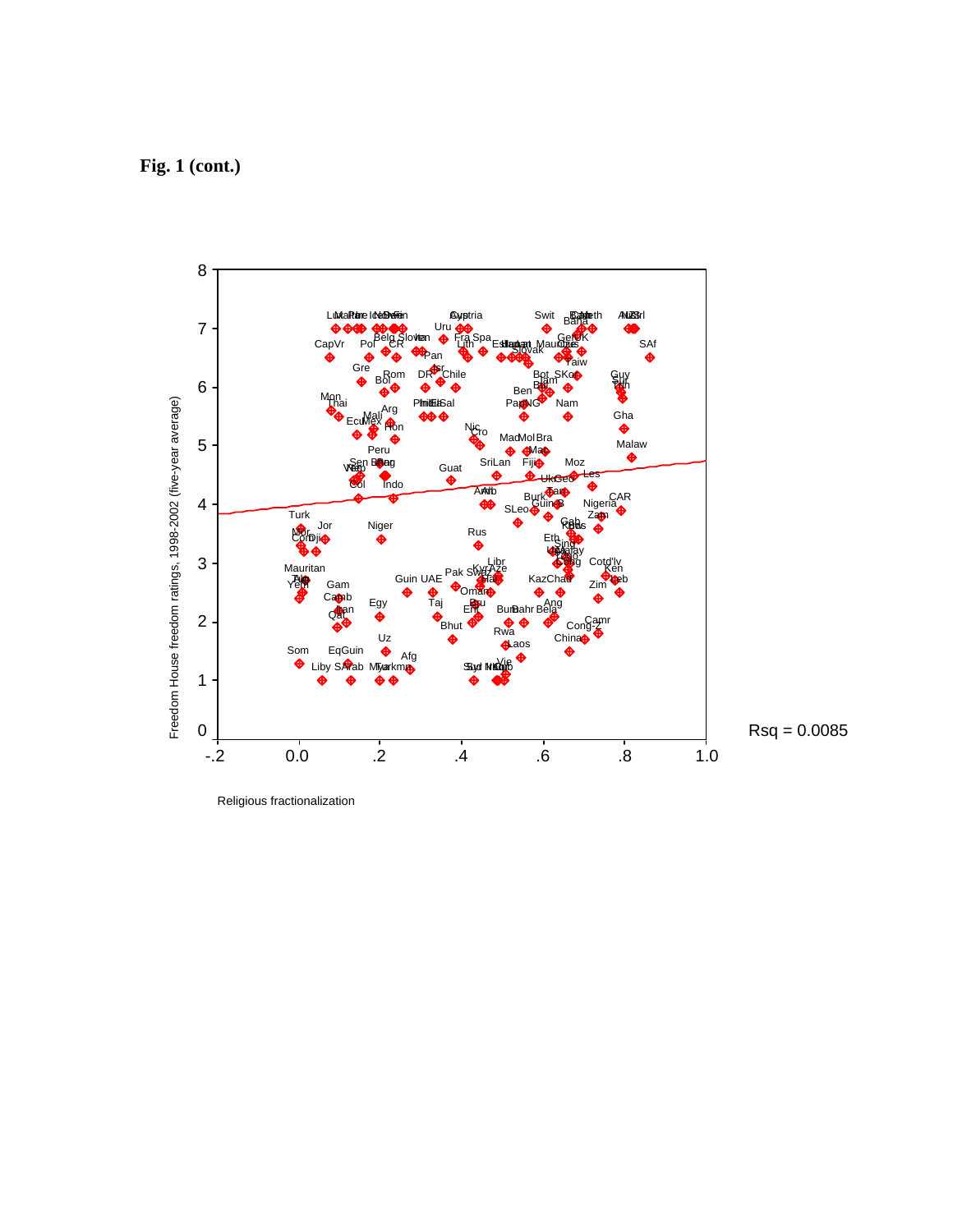**Fig. 1 (cont.)**

Freedom House freedom ratings, 1998-2002 (five-year average)

Religious fractionalization

Rsq = 0.0085

8
7
6
5
4
3
2
1
0

-.2
0.0
.2
.4
.6
.8
1.0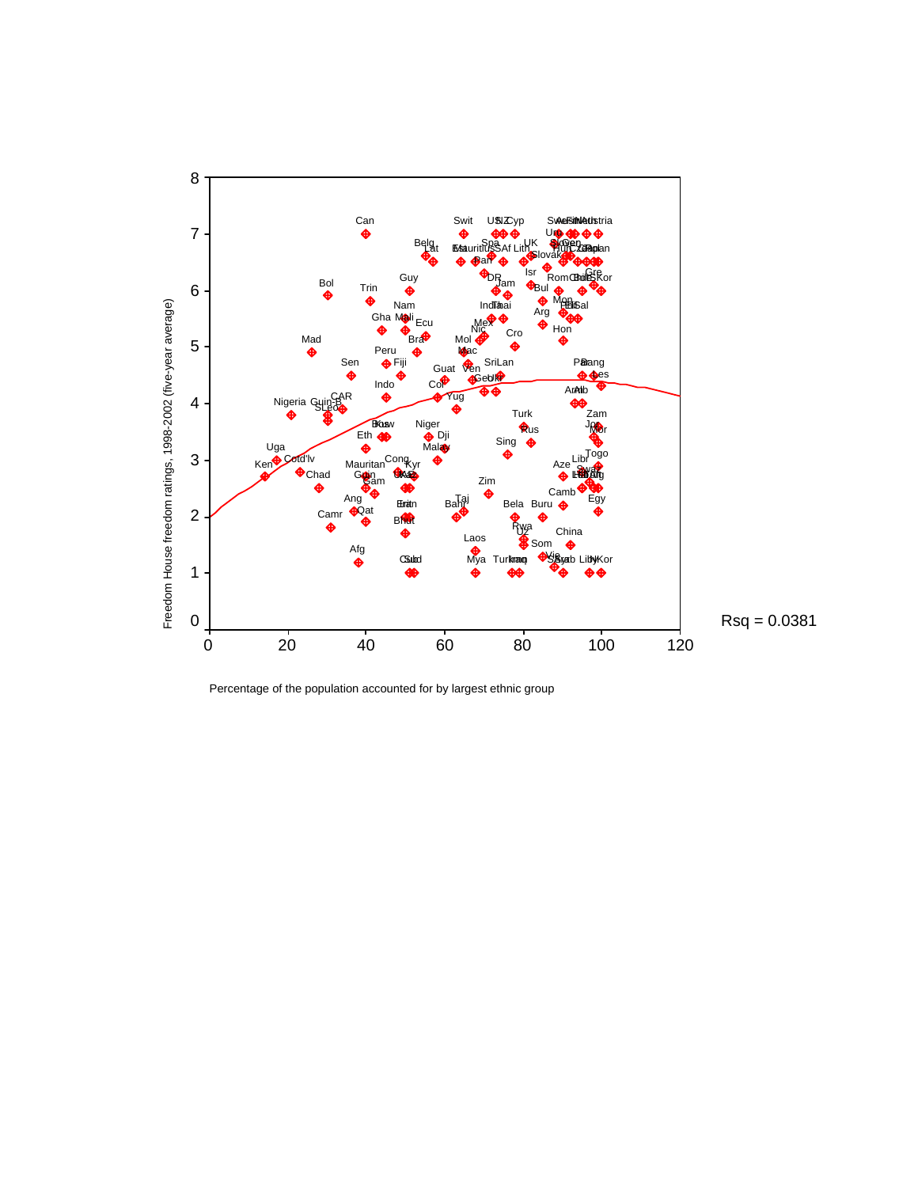Freedom House freedom ratings, 1998-2002 (five-year average)

8

7

6

5

4

3

2

1

0

0 20 40 60 80 100 120

Rsq = 0.0381

Percentage of the population accounted for by largest ethnic group